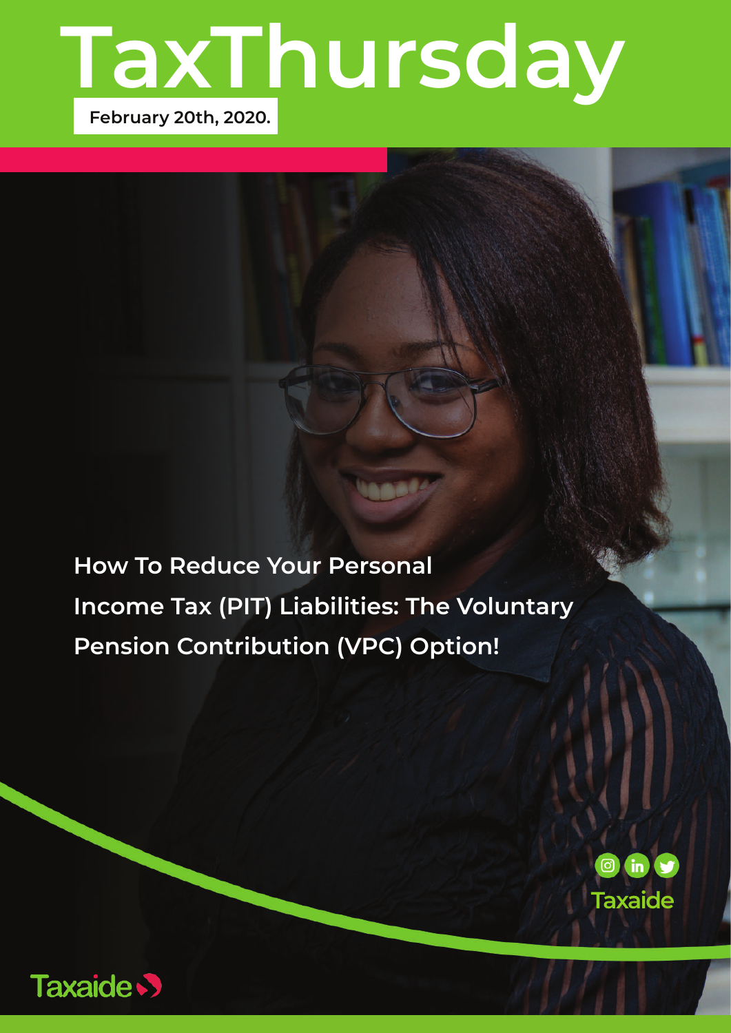# TaxThursday

**February 20th, 2020.**

## How To Reduce Your Personal Income Tax (PIT) Liabilities: The Voluntary Pension Contribution (VPC) Option!

Taxaide

Taxaide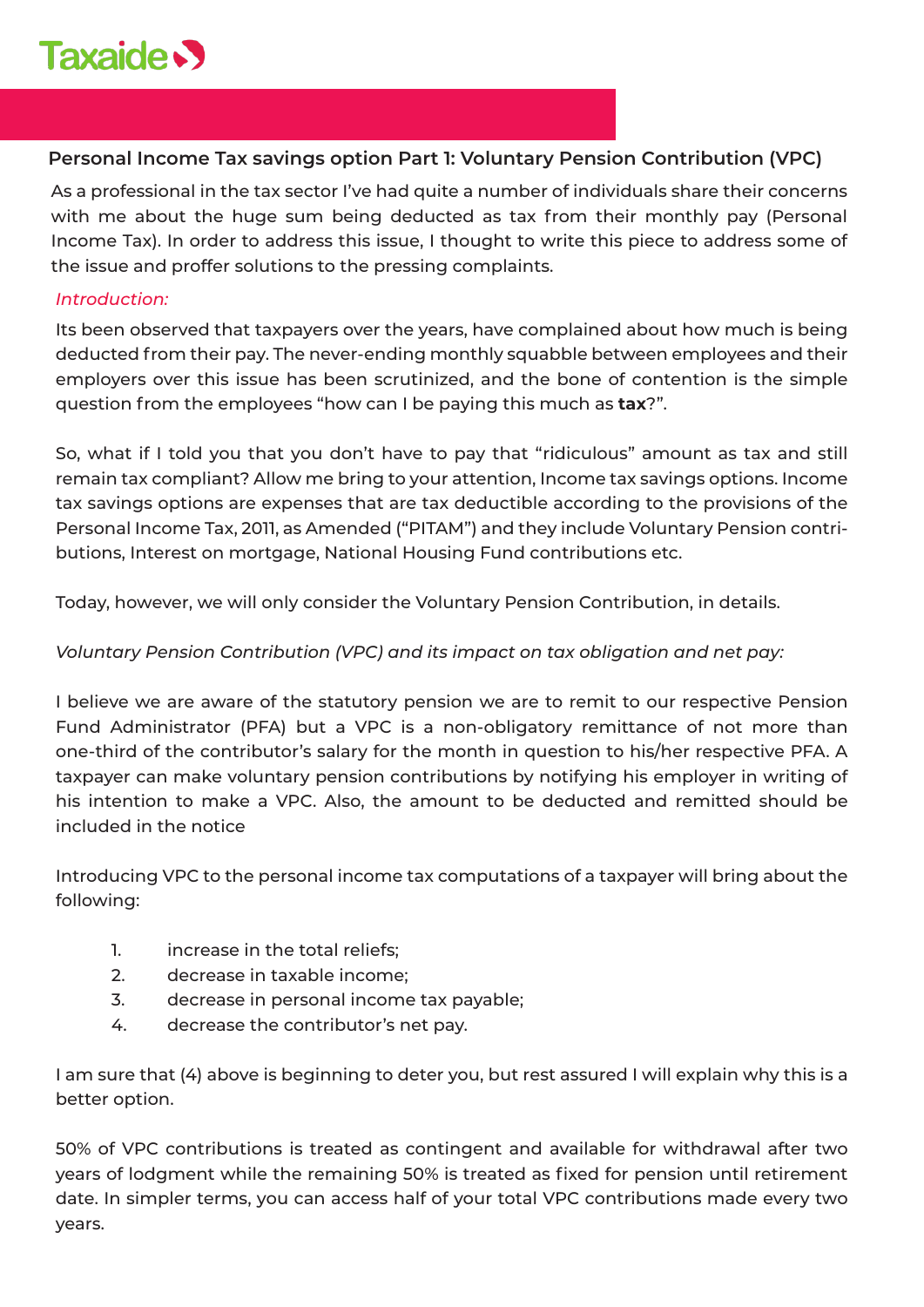## Personal Income Tax savings option Part 1: Voluntary Pension Contribution (VPC)

As a professional in the tax sector I've had quite a number of individuals share their concerns with me about the huge sum being deducted as tax from their monthly pay (Personal Income Tax). In order to address this issue, I thought to write this piece to address some of the issue and proffer solutions to the pressing complaints.

*Introduction:*

Its been observed that taxpayers over the years, have complained about how much is being deducted from their pay. The never-ending monthly squabble between employees and their employers over this issue has been scrutinized, and the bone of contention is the simple question from the employees "how can I be paying this much as **tax**?".

So, what if I told you that you don't have to pay that "ridiculous" amount as tax and still remain tax compliant? Allow me bring to your attention, Income tax savings options. Income tax savings options are expenses that are tax deductible according to the provisions of the Personal Income Tax, 2011, as Amended ("PITAM") and they include Voluntary Pension contributions, Interest on mortgage, National Housing Fund contributions etc.

Today, however, we will only consider the Voluntary Pension Contribution, in details.

*Voluntary Pension Contribution (VPC) and its impact on tax obligation and net pay:*

I believe we are aware of the statutory pension we are to remit to our respective Pension Fund Administrator (PFA) but a VPC is a non-obligatory remittance of not more than one-third of the contributor's salary for the month in question to his/her respective PFA. A taxpayer can make voluntary pension contributions by notifying his employer in writing of his intention to make a VPC. Also, the amount to be deducted and remitted should be included in the notice

Introducing VPC to the personal income tax computations of a taxpayer will bring about the following:

1. increase in the total reliefs;
2. decrease in taxable income;
3. decrease in personal income tax payable;
4. decrease the contributor's net pay.

I am sure that (4) above is beginning to deter you, but rest assured I will explain why this is a better option.

50% of VPC contributions is treated as contingent and available for withdrawal after two years of lodgment while the remaining 50% is treated as fixed for pension until retirement date. In simpler terms, you can access half of your total VPC contributions made every two years.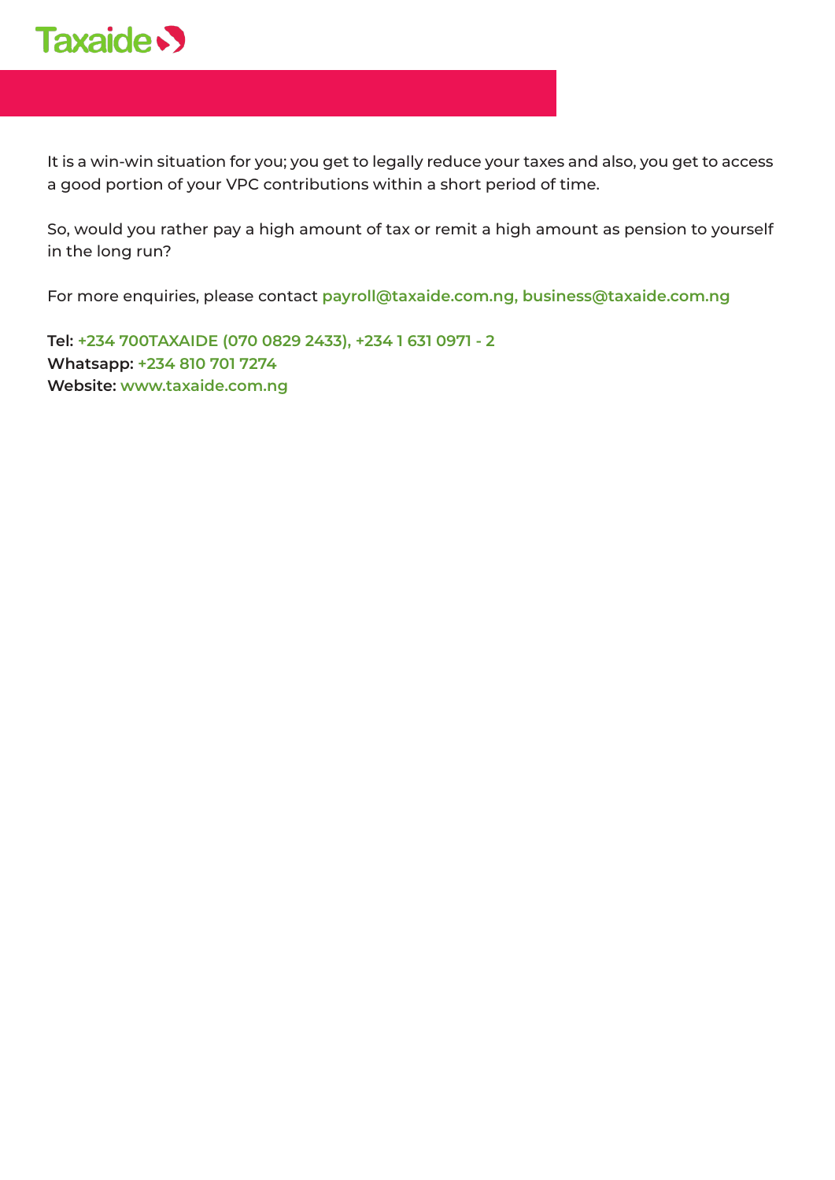It is a win-win situation for you; you get to legally reduce your taxes and also, you get to access a good portion of your VPC contributions within a short period of time.

So, would you rather pay a high amount of tax or remit a high amount as pension to yourself in the long run?

For more enquiries, please contact **payroll@taxaide.com.ng, business@taxaide.com.ng**

**Tel:** **+234 700TAXAIDE (070 0829 2433), +234 1 631 0971 - 2**
**Whatsapp:** **+234 810 701 7274**
**Website:** **www.taxaide.com.ng**